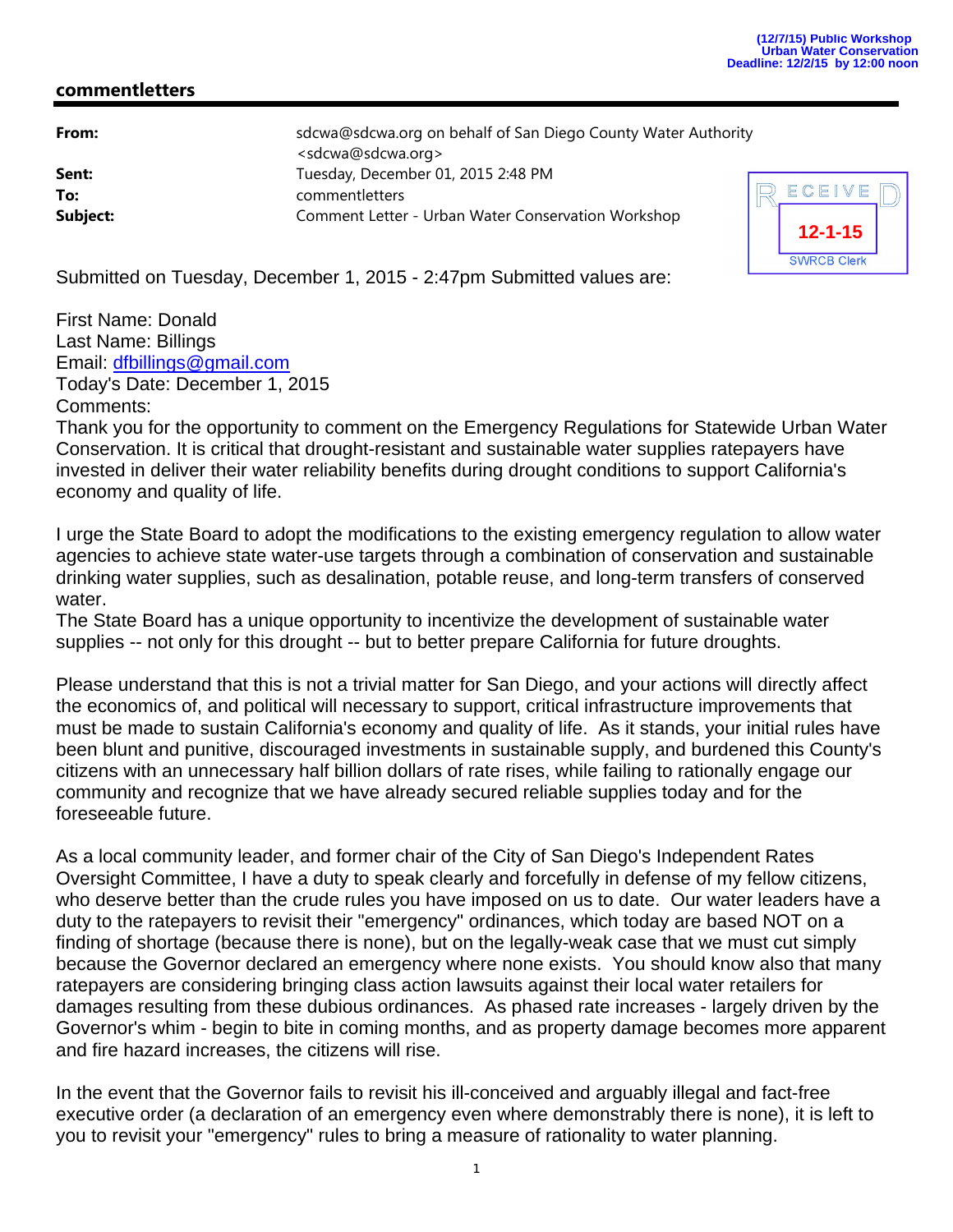(12/7/15) Public Workshop
Urban Water Conservation
Deadline: 12/2/15 by 12:00 noon

## commentletters

| | |
|---|---|
| **From:** | sdcwa@sdcwa.org on behalf of San Diego County Water Authority <sdcwa@sdcwa.org> |
| **Sent:** | Tuesday, December 01, 2015 2:48 PM |
| **To:** | commentletters |
| **Subject:** | Comment Letter - Urban Water Conservation Workshop |

RECEIVED
12-1-15
SWRCB Clerk

Submitted on Tuesday, December 1, 2015 - 2:47pm Submitted values are:

First Name: Donald
Last Name: Billings
Email: dfbillings@gmail.com
Today's Date: December 1, 2015
Comments:
Thank you for the opportunity to comment on the Emergency Regulations for Statewide Urban Water Conservation. It is critical that drought-resistant and sustainable water supplies ratepayers have invested in deliver their water reliability benefits during drought conditions to support California's economy and quality of life.

I urge the State Board to adopt the modifications to the existing emergency regulation to allow water agencies to achieve state water-use targets through a combination of conservation and sustainable drinking water supplies, such as desalination, potable reuse, and long-term transfers of conserved water.
The State Board has a unique opportunity to incentivize the development of sustainable water supplies -- not only for this drought -- but to better prepare California for future droughts.

Please understand that this is not a trivial matter for San Diego, and your actions will directly affect the economics of, and political will necessary to support, critical infrastructure improvements that must be made to sustain California's economy and quality of life. As it stands, your initial rules have been blunt and punitive, discouraged investments in sustainable supply, and burdened this County's citizens with an unnecessary half billion dollars of rate rises, while failing to rationally engage our community and recognize that we have already secured reliable supplies today and for the foreseeable future.

As a local community leader, and former chair of the City of San Diego's Independent Rates Oversight Committee, I have a duty to speak clearly and forcefully in defense of my fellow citizens, who deserve better than the crude rules you have imposed on us to date. Our water leaders have a duty to the ratepayers to revisit their "emergency" ordinances, which today are based NOT on a finding of shortage (because there is none), but on the legally-weak case that we must cut simply because the Governor declared an emergency where none exists. You should know also that many ratepayers are considering bringing class action lawsuits against their local water retailers for damages resulting from these dubious ordinances. As phased rate increases - largely driven by the Governor's whim - begin to bite in coming months, and as property damage becomes more apparent and fire hazard increases, the citizens will rise.

In the event that the Governor fails to revisit his ill-conceived and arguably illegal and fact-free executive order (a declaration of an emergency even where demonstrably there is none), it is left to you to revisit your "emergency" rules to bring a measure of rationality to water planning.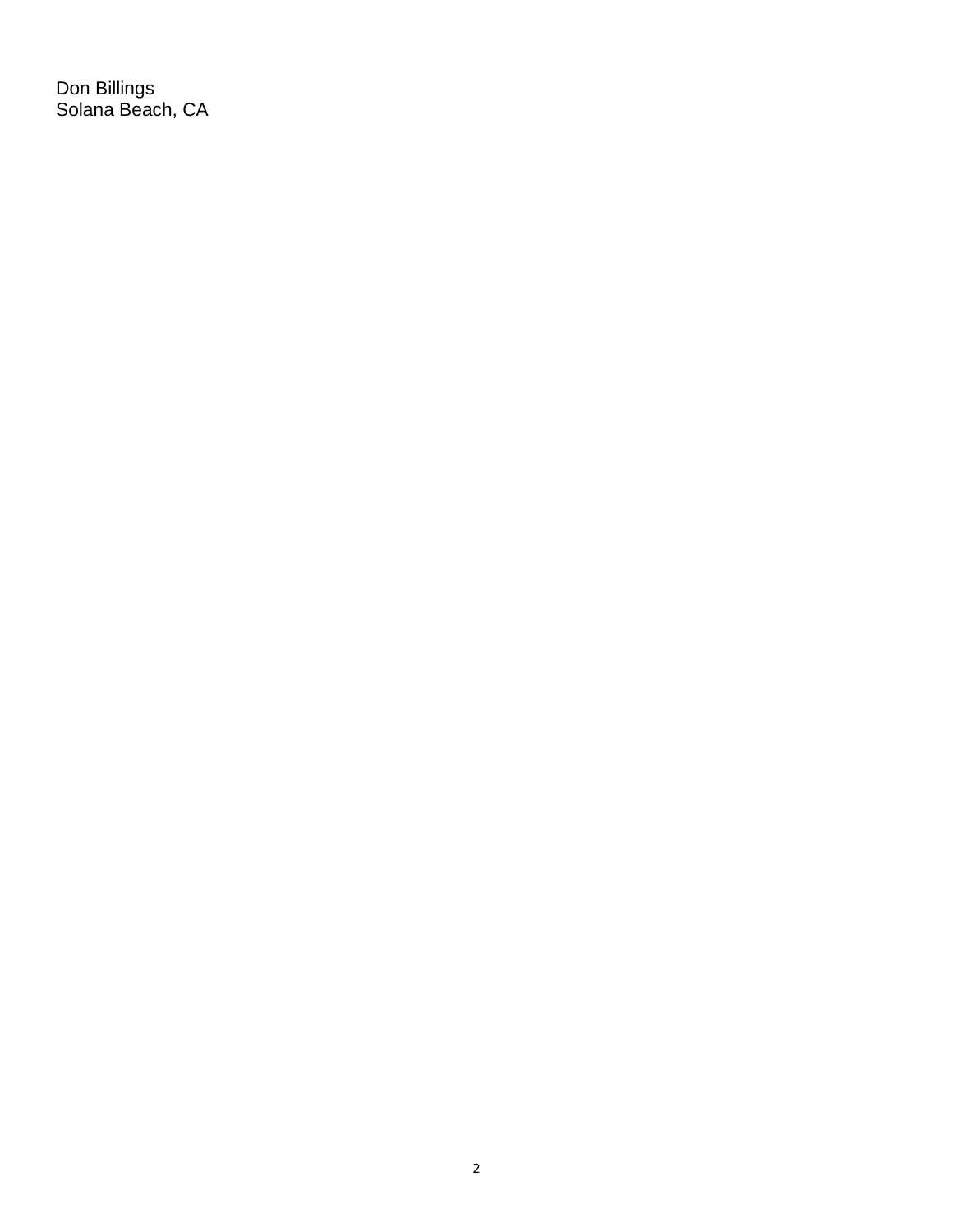Don Billings
Solana Beach, CA